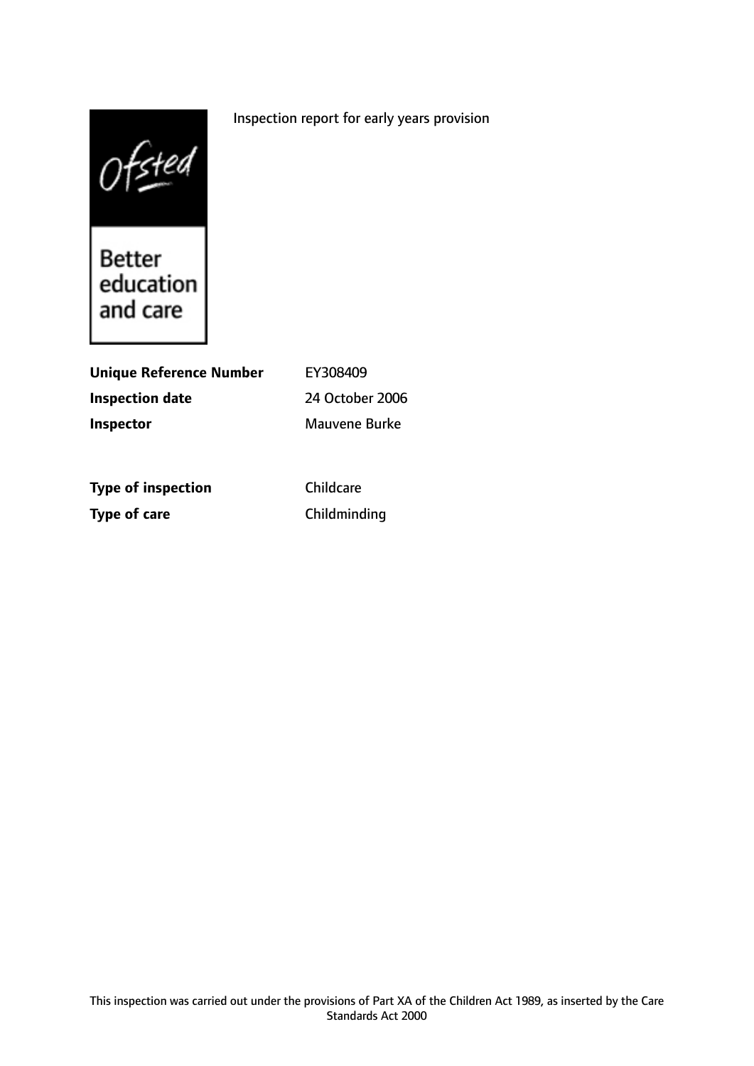Ofsted

Better education and care

Inspection report for early years provision

| | |
|---|---|
| **Unique Reference Number** | EY308409 |
| **Inspection date** | 24 October 2006 |
| **Inspector** | Mauvene Burke |

| | |
|---|---|
| **Type of inspection** | Childcare |
| **Type of care** | Childminding |

This inspection was carried out under the provisions of Part XA of the Children Act 1989, as inserted by the Care Standards Act 2000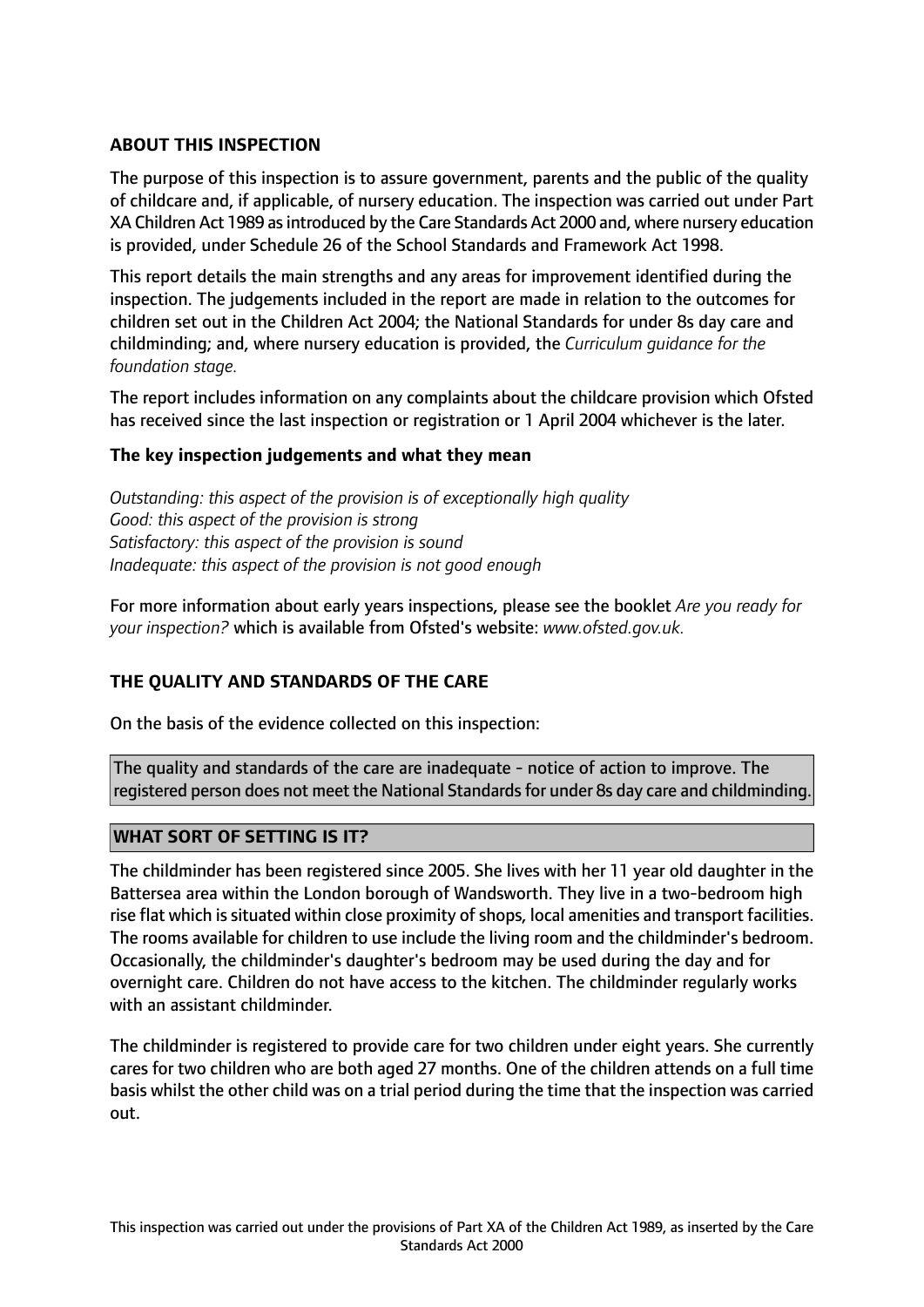**ABOUT THIS INSPECTION**

The purpose of this inspection is to assure government, parents and the public of the quality of childcare and, if applicable, of nursery education. The inspection was carried out under Part XA Children Act 1989 as introduced by the Care Standards Act 2000 and, where nursery education is provided, under Schedule 26 of the School Standards and Framework Act 1998.

This report details the main strengths and any areas for improvement identified during the inspection. The judgements included in the report are made in relation to the outcomes for children set out in the Children Act 2004; the National Standards for under 8s day care and childminding; and, where nursery education is provided, the *Curriculum guidance for the foundation stage.*

The report includes information on any complaints about the childcare provision which Ofsted has received since the last inspection or registration or 1 April 2004 whichever is the later.

**The key inspection judgements and what they mean**

*Outstanding: this aspect of the provision is of exceptionally high quality*
*Good: this aspect of the provision is strong*
*Satisfactory: this aspect of the provision is sound*
*Inadequate: this aspect of the provision is not good enough*

For more information about early years inspections, please see the booklet *Are you ready for your inspection?* which is available from Ofsted's website: *www.ofsted.gov.uk.*

**THE QUALITY AND STANDARDS OF THE CARE**

On the basis of the evidence collected on this inspection:

The quality and standards of the care are inadequate - notice of action to improve. The registered person does not meet the National Standards for under 8s day care and childminding.

**WHAT SORT OF SETTING IS IT?**

The childminder has been registered since 2005. She lives with her 11 year old daughter in the Battersea area within the London borough of Wandsworth. They live in a two-bedroom high rise flat which is situated within close proximity of shops, local amenities and transport facilities. The rooms available for children to use include the living room and the childminder's bedroom. Occasionally, the childminder's daughter's bedroom may be used during the day and for overnight care. Children do not have access to the kitchen. The childminder regularly works with an assistant childminder.

The childminder is registered to provide care for two children under eight years. She currently cares for two children who are both aged 27 months. One of the children attends on a full time basis whilst the other child was on a trial period during the time that the inspection was carried out.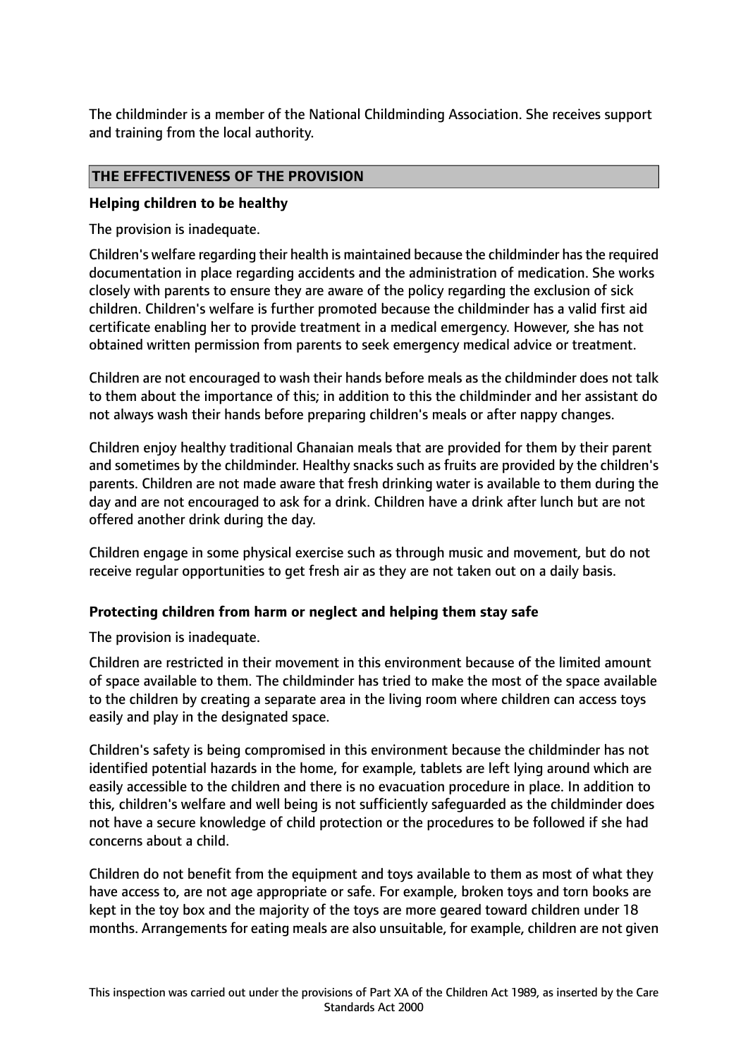The childminder is a member of the National Childminding Association. She receives support and training from the local authority.

## THE EFFECTIVENESS OF THE PROVISION

### Helping children to be healthy

The provision is inadequate.

Children's welfare regarding their health is maintained because the childminder has the required documentation in place regarding accidents and the administration of medication. She works closely with parents to ensure they are aware of the policy regarding the exclusion of sick children. Children's welfare is further promoted because the childminder has a valid first aid certificate enabling her to provide treatment in a medical emergency. However, she has not obtained written permission from parents to seek emergency medical advice or treatment.

Children are not encouraged to wash their hands before meals as the childminder does not talk to them about the importance of this; in addition to this the childminder and her assistant do not always wash their hands before preparing children's meals or after nappy changes.

Children enjoy healthy traditional Ghanaian meals that are provided for them by their parent and sometimes by the childminder. Healthy snacks such as fruits are provided by the children's parents. Children are not made aware that fresh drinking water is available to them during the day and are not encouraged to ask for a drink. Children have a drink after lunch but are not offered another drink during the day.

Children engage in some physical exercise such as through music and movement, but do not receive regular opportunities to get fresh air as they are not taken out on a daily basis.

### Protecting children from harm or neglect and helping them stay safe

The provision is inadequate.

Children are restricted in their movement in this environment because of the limited amount of space available to them. The childminder has tried to make the most of the space available to the children by creating a separate area in the living room where children can access toys easily and play in the designated space.

Children's safety is being compromised in this environment because the childminder has not identified potential hazards in the home, for example, tablets are left lying around which are easily accessible to the children and there is no evacuation procedure in place. In addition to this, children's welfare and well being is not sufficiently safeguarded as the childminder does not have a secure knowledge of child protection or the procedures to be followed if she had concerns about a child.

Children do not benefit from the equipment and toys available to them as most of what they have access to, are not age appropriate or safe. For example, broken toys and torn books are kept in the toy box and the majority of the toys are more geared toward children under 18 months. Arrangements for eating meals are also unsuitable, for example, children are not given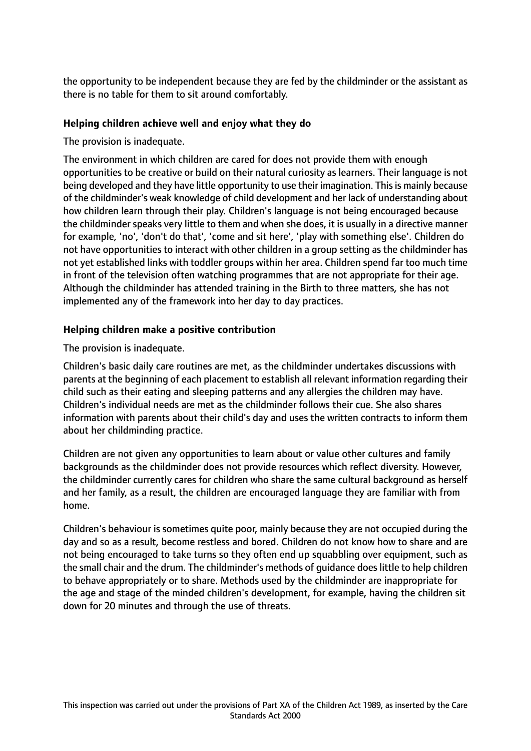the opportunity to be independent because they are fed by the childminder or the assistant as there is no table for them to sit around comfortably.

### Helping children achieve well and enjoy what they do

The provision is inadequate.

The environment in which children are cared for does not provide them with enough opportunities to be creative or build on their natural curiosity as learners. Their language is not being developed and they have little opportunity to use their imagination. This is mainly because of the childminder's weak knowledge of child development and her lack of understanding about how children learn through their play. Children's language is not being encouraged because the childminder speaks very little to them and when she does, it is usually in a directive manner for example, 'no', 'don't do that', 'come and sit here', 'play with something else'. Children do not have opportunities to interact with other children in a group setting as the childminder has not yet established links with toddler groups within her area. Children spend far too much time in front of the television often watching programmes that are not appropriate for their age. Although the childminder has attended training in the Birth to three matters, she has not implemented any of the framework into her day to day practices.

### Helping children make a positive contribution

The provision is inadequate.

Children's basic daily care routines are met, as the childminder undertakes discussions with parents at the beginning of each placement to establish all relevant information regarding their child such as their eating and sleeping patterns and any allergies the children may have. Children's individual needs are met as the childminder follows their cue. She also shares information with parents about their child's day and uses the written contracts to inform them about her childminding practice.

Children are not given any opportunities to learn about or value other cultures and family backgrounds as the childminder does not provide resources which reflect diversity. However, the childminder currently cares for children who share the same cultural background as herself and her family, as a result, the children are encouraged language they are familiar with from home.

Children's behaviour is sometimes quite poor, mainly because they are not occupied during the day and so as a result, become restless and bored. Children do not know how to share and are not being encouraged to take turns so they often end up squabbling over equipment, such as the small chair and the drum. The childminder's methods of guidance does little to help children to behave appropriately or to share. Methods used by the childminder are inappropriate for the age and stage of the minded children's development, for example, having the children sit down for 20 minutes and through the use of threats.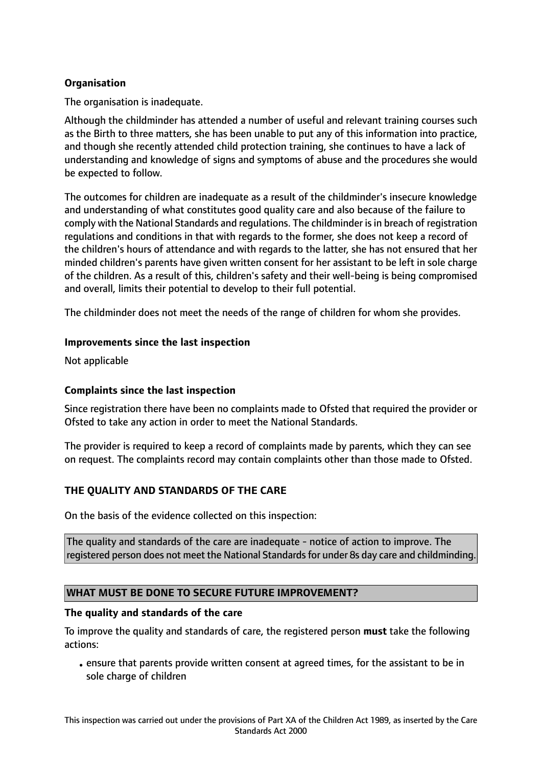**Organisation**

The organisation is inadequate.

Although the childminder has attended a number of useful and relevant training courses such as the Birth to three matters, she has been unable to put any of this information into practice, and though she recently attended child protection training, she continues to have a lack of understanding and knowledge of signs and symptoms of abuse and the procedures she would be expected to follow.

The outcomes for children are inadequate as a result of the childminder's insecure knowledge and understanding of what constitutes good quality care and also because of the failure to comply with the National Standards and regulations. The childminder is in breach of registration regulations and conditions in that with regards to the former, she does not keep a record of the children's hours of attendance and with regards to the latter, she has not ensured that her minded children's parents have given written consent for her assistant to be left in sole charge of the children. As a result of this, children's safety and their well-being is being compromised and overall, limits their potential to develop to their full potential.

The childminder does not meet the needs of the range of children for whom she provides.

**Improvements since the last inspection**

Not applicable

**Complaints since the last inspection**

Since registration there have been no complaints made to Ofsted that required the provider or Ofsted to take any action in order to meet the National Standards.

The provider is required to keep a record of complaints made by parents, which they can see on request. The complaints record may contain complaints other than those made to Ofsted.

## THE QUALITY AND STANDARDS OF THE CARE

On the basis of the evidence collected on this inspection:

The quality and standards of the care are inadequate - notice of action to improve. The registered person does not meet the National Standards for under 8s day care and childminding.

## WHAT MUST BE DONE TO SECURE FUTURE IMPROVEMENT?

**The quality and standards of the care**

To improve the quality and standards of care, the registered person **must** take the following actions:

- ensure that parents provide written consent at agreed times, for the assistant to be in sole charge of children

This inspection was carried out under the provisions of Part XA of the Children Act 1989, as inserted by the Care Standards Act 2000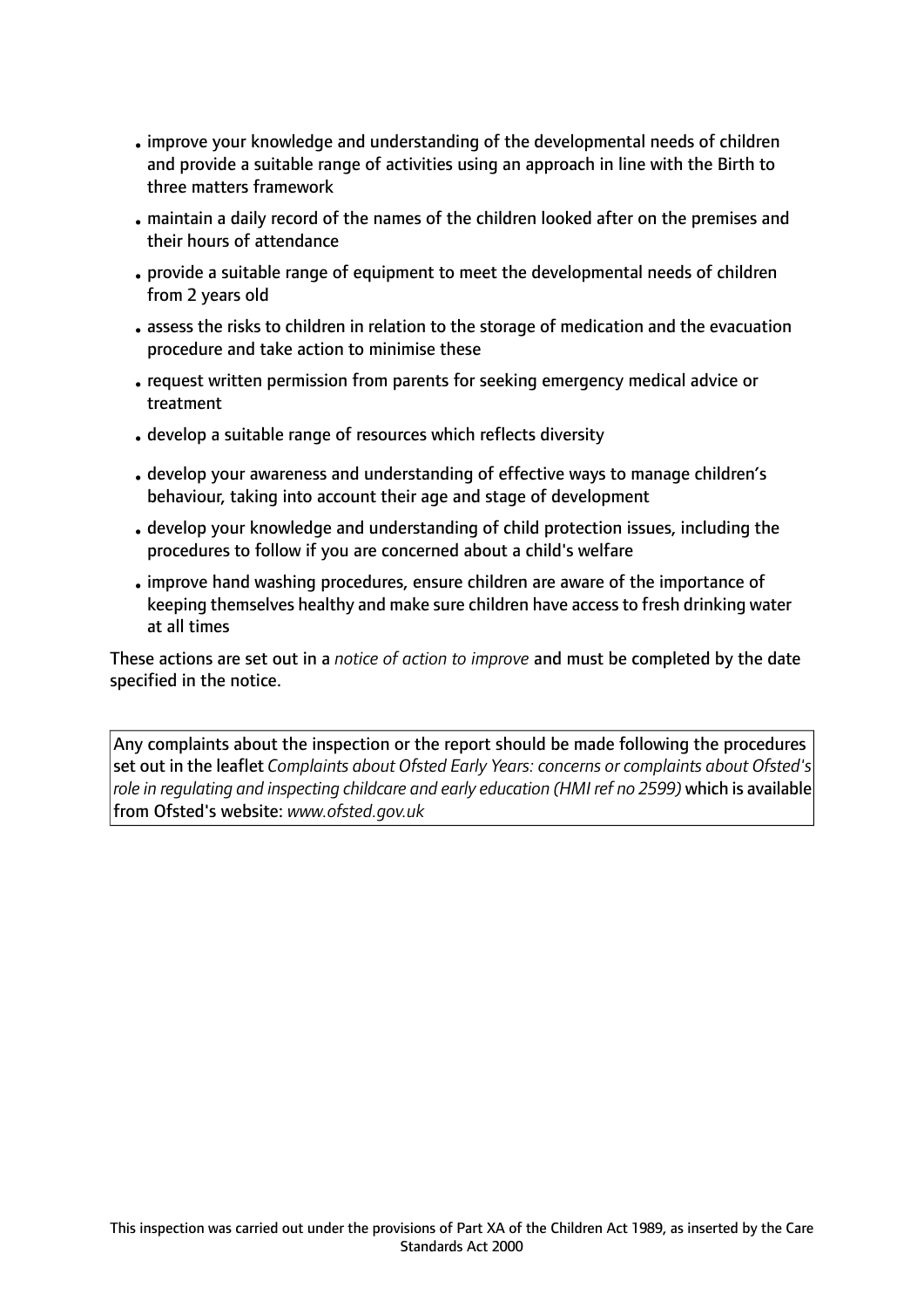- improve your knowledge and understanding of the developmental needs of children and provide a suitable range of activities using an approach in line with the Birth to three matters framework
- maintain a daily record of the names of the children looked after on the premises and their hours of attendance
- provide a suitable range of equipment to meet the developmental needs of children from 2 years old
- assess the risks to children in relation to the storage of medication and the evacuation procedure and take action to minimise these
- request written permission from parents for seeking emergency medical advice or treatment
- develop a suitable range of resources which reflects diversity
- develop your awareness and understanding of effective ways to manage children's behaviour, taking into account their age and stage of development
- develop your knowledge and understanding of child protection issues, including the procedures to follow if you are concerned about a child's welfare
- improve hand washing procedures, ensure children are aware of the importance of keeping themselves healthy and make sure children have access to fresh drinking water at all times

These actions are set out in a *notice of action to improve* and must be completed by the date specified in the notice.

Any complaints about the inspection or the report should be made following the procedures set out in the leaflet *Complaints about Ofsted Early Years: concerns or complaints about Ofsted's role in regulating and inspecting childcare and early education (HMI ref no 2599)* which is available from Ofsted's website: *www.ofsted.gov.uk*

This inspection was carried out under the provisions of Part XA of the Children Act 1989, as inserted by the Care Standards Act 2000